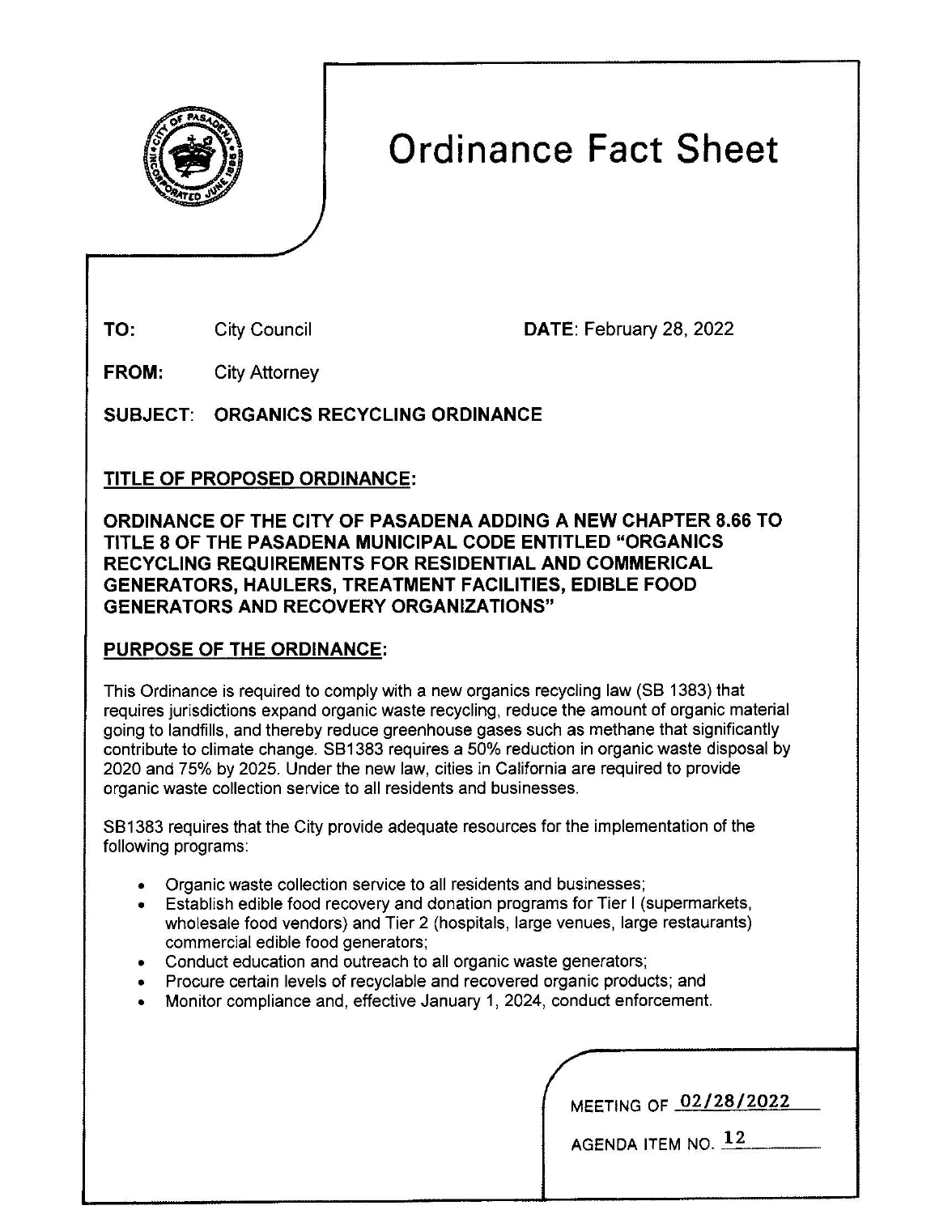# Ordinance Fact Sheet

**TO:** City Council **DATE:** February 28, 2022

**FROM:** City Attorney

**SUBJECT: ORGANICS RECYCLING ORDINANCE**

## TITLE OF PROPOSED ORDINANCE:

**ORDINANCE OF THE CITY OF PASADENA ADDING A NEW CHAPTER 8.66 TO TITLE 8 OF THE PASADENA MUNICIPAL CODE ENTITLED "ORGANICS RECYCLING REQUIREMENTS FOR RESIDENTIAL AND COMMERICAL GENERATORS, HAULERS, TREATMENT FACILITIES, EDIBLE FOOD GENERATORS AND RECOVERY ORGANIZATIONS"**

## PURPOSE OF THE ORDINANCE:

This Ordinance is required to comply with a new organics recycling law (SB 1383) that requires jurisdictions expand organic waste recycling, reduce the amount of organic material going to landfills, and thereby reduce greenhouse gases such as methane that significantly contribute to climate change. SB1383 requires a 50% reduction in organic waste disposal by 2020 and 75% by 2025. Under the new law, cities in California are required to provide organic waste collection service to all residents and businesses.

SB1383 requires that the City provide adequate resources for the implementation of the following programs:

- Organic waste collection service to all residents and businesses;
- Establish edible food recovery and donation programs for Tier I (supermarkets, wholesale food vendors) and Tier 2 (hospitals, large venues, large restaurants) commercial edible food generators;
- Conduct education and outreach to all organic waste generators;
- Procure certain levels of recyclable and recovered organic products; and
- Monitor compliance and, effective January 1, 2024, conduct enforcement.

MEETING OF 02/28/2022

AGENDA ITEM NO. 12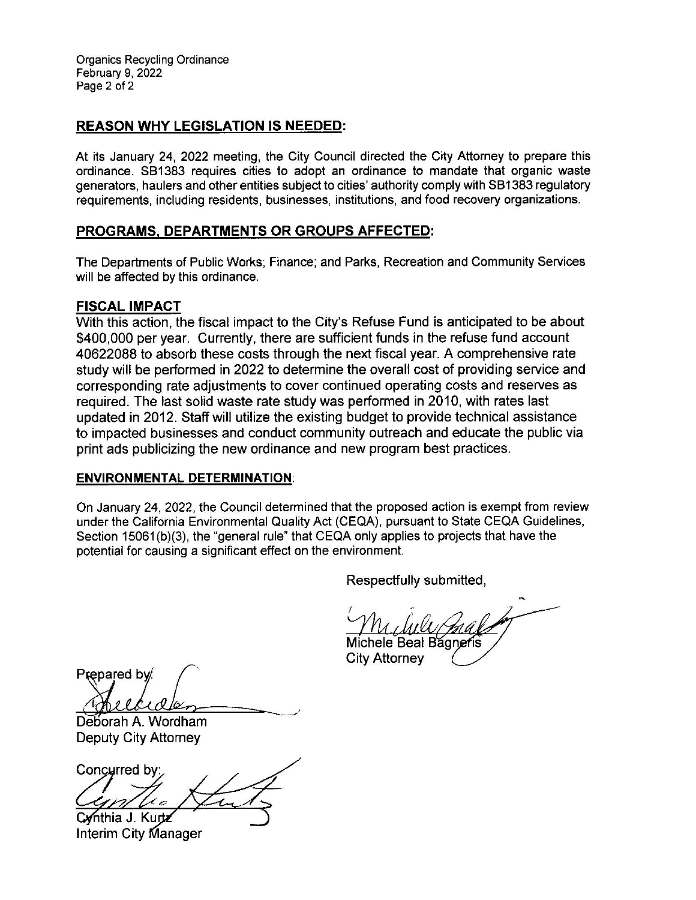## REASON WHY LEGISLATION IS NEEDED:

At its January 24, 2022 meeting, the City Council directed the City Attorney to prepare this ordinance. SB1383 requires cities to adopt an ordinance to mandate that organic waste generators, haulers and other entities subject to cities' authority comply with SB1383 regulatory requirements, including residents, businesses, institutions, and food recovery organizations.

## PROGRAMS, DEPARTMENTS OR GROUPS AFFECTED:

The Departments of Public Works; Finance; and Parks, Recreation and Community Services will be affected by this ordinance.

## FISCAL IMPACT

With this action, the fiscal impact to the City's Refuse Fund is anticipated to be about $400,000 per year. Currently, there are sufficient funds in the refuse fund account 40622088 to absorb these costs through the next fiscal year. A comprehensive rate study will be performed in 2022 to determine the overall cost of providing service and corresponding rate adjustments to cover continued operating costs and reserves as required. The last solid waste rate study was performed in 2010, with rates last updated in 2012. Staff will utilize the existing budget to provide technical assistance to impacted businesses and conduct community outreach and educate the public via print ads publicizing the new ordinance and new program best practices.

## ENVIRONMENTAL DETERMINATION:

On January 24, 2022, the Council determined that the proposed action is exempt from review under the California Environmental Quality Act (CEQA), pursuant to State CEQA Guidelines, Section 15061(b)(3), the "general rule" that CEQA only applies to projects that have the potential for causing a significant effect on the environment.

Respectfully submitted,

Michele Beal Bagneris
City Attorney

Prepared by:

Deborah A. Wordham
Deputy City Attorney

Concurred by:

Cynthia J. Kurtz
Interim City Manager